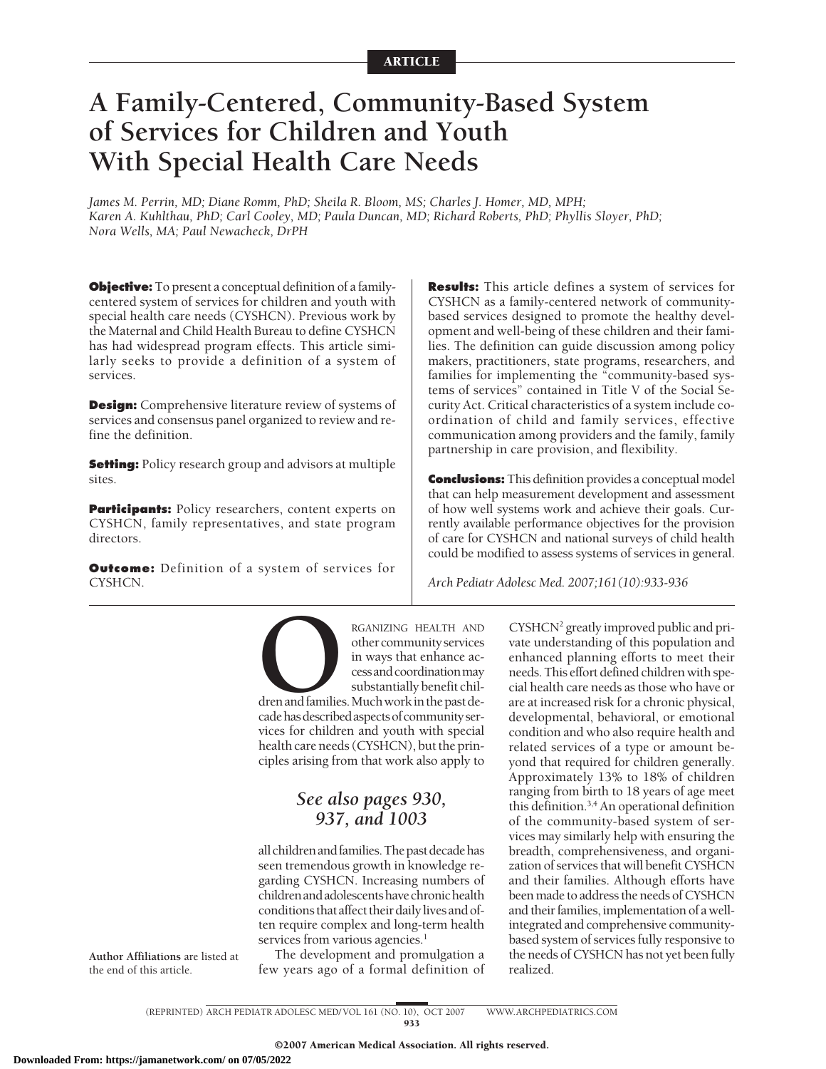ARTICLE

# A Family-Centered, Community-Based System of Services for Children and Youth With Special Health Care Needs

*James M. Perrin, MD; Diane Romm, PhD; Sheila R. Bloom, MS; Charles J. Homer, MD, MPH; Karen A. Kuhlthau, PhD; Carl Cooley, MD; Paula Duncan, MD; Richard Roberts, PhD; Phyllis Sloyer, PhD; Nora Wells, MA; Paul Newacheck, DrPH*

**Objective:** To present a conceptual definition of a family-centered system of services for children and youth with special health care needs (CYSHCN). Previous work by the Maternal and Child Health Bureau to define CYSHCN has had widespread program effects. This article similarly seeks to provide a definition of a system of services.

**Design:** Comprehensive literature review of systems of services and consensus panel organized to review and refine the definition.

**Setting:** Policy research group and advisors at multiple sites.

**Participants:** Policy researchers, content experts on CYSHCN, family representatives, and state program directors.

**Outcome:** Definition of a system of services for CYSHCN.

**Results:** This article defines a system of services for CYSHCN as a family-centered network of community-based services designed to promote the healthy development and well-being of these children and their families. The definition can guide discussion among policy makers, practitioners, state programs, researchers, and families for implementing the "community-based systems of services" contained in Title V of the Social Security Act. Critical characteristics of a system include coordination of child and family services, effective communication among providers and the family, family partnership in care provision, and flexibility.

**Conclusions:** This definition provides a conceptual model that can help measurement development and assessment of how well systems work and achieve their goals. Currently available performance objectives for the provision of care for CYSHCN and national surveys of child health could be modified to assess systems of services in general.

*Arch Pediatr Adolesc Med. 2007;161(10):933-936*

Author Affiliations are listed at the end of this article.

ORGANIZING HEALTH AND other community services in ways that enhance access and coordination may substantially benefit children and families. Much work in the past decade has described aspects of community services for children and youth with special health care needs (CYSHCN), but the principles arising from that work also apply to all children and families. The past decade has seen tremendous growth in knowledge regarding CYSHCN. Increasing numbers of children and adolescents have chronic health conditions that affect their daily lives and often require complex and long-term health services from various agencies.[1]

*See also pages 930, 937, and 1003*

The development and promulgation a few years ago of a formal definition of CYSHCN[2] greatly improved public and private understanding of this population and enhanced planning efforts to meet their needs. This effort defined children with special health care needs as those who have or are at increased risk for a chronic physical, developmental, behavioral, or emotional condition and who also require health and related services of a type or amount beyond that required for children generally. Approximately 13% to 18% of children ranging from birth to 18 years of age meet this definition.[3,4] An operational definition of the community-based system of services may similarly help with ensuring the breadth, comprehensiveness, and organization of services that will benefit CYSHCN and their families. Although efforts have been made to address the needs of CYSHCN and their families, implementation of a well-integrated and comprehensive community-based system of services fully responsive to the needs of CYSHCN has not yet been fully realized.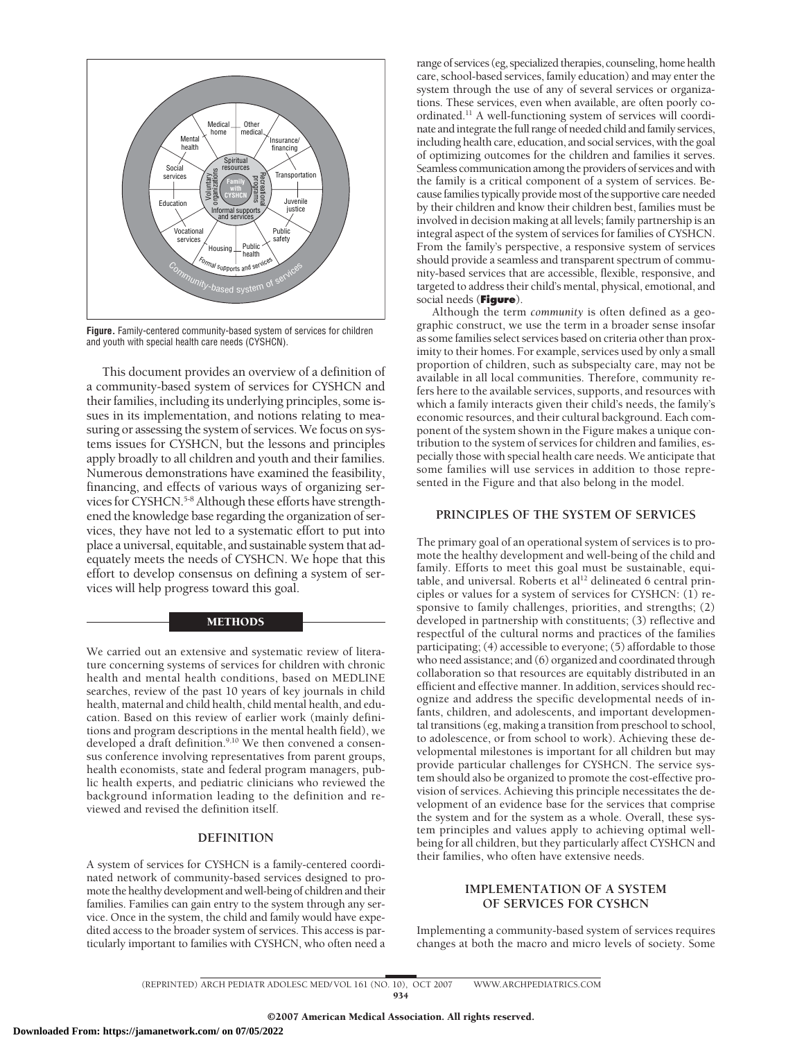Medical home
Other medical
Insurance/ financing
Transportation
Juvenile justice
Public safety
Public health
Housing
Vocational services
Education
Social services
Mental health
Spiritual resources
Recreational programs
Informal supports and services
Voluntary organizations
Family with CYSHCN
Formal supports and services
Community-based system of services

**Figure.** Family-centered community-based system of services for children and youth with special health care needs (CYSHCN).

This document provides an overview of a definition of a community-based system of services for CYSHCN and their families, including its underlying principles, some issues in its implementation, and notions relating to measuring or assessing the system of services. We focus on systems issues for CYSHCN, but the lessons and principles apply broadly to all children and youth and their families. Numerous demonstrations have examined the feasibility, financing, and effects of various ways of organizing services for CYSHCN.[5-8] Although these efforts have strengthened the knowledge base regarding the organization of services, they have not led to a systematic effort to put into place a universal, equitable, and sustainable system that adequately meets the needs of CYSHCN. We hope that this effort to develop consensus on defining a system of services will help progress toward this goal.

## METHODS

We carried out an extensive and systematic review of literature concerning systems of services for children with chronic health and mental health conditions, based on MEDLINE searches, review of the past 10 years of key journals in child health, maternal and child health, child mental health, and education. Based on this review of earlier work (mainly definitions and program descriptions in the mental health field), we developed a draft definition.[9,10] We then convened a consensus conference involving representatives from parent groups, health economists, state and federal program managers, public health experts, and pediatric clinicians who reviewed the background information leading to the definition and reviewed and revised the definition itself.

## DEFINITION

A system of services for CYSHCN is a family-centered coordinated network of community-based services designed to promote the healthy development and well-being of children and their families. Families can gain entry to the system through any service. Once in the system, the child and family would have expedited access to the broader system of services. This access is particularly important to families with CYSHCN, who often need a range of services (eg, specialized therapies, counseling, home health care, school-based services, family education) and may enter the system through the use of any of several services or organizations. These services, even when available, are often poorly coordinated.[11] A well-functioning system of services will coordinate and integrate the full range of needed child and family services, including health care, education, and social services, with the goal of optimizing outcomes for the children and families it serves. Seamless communication among the providers of services and with the family is a critical component of a system of services. Because families typically provide most of the supportive care needed by their children and know their children best, families must be involved in decision making at all levels; family partnership is an integral aspect of the system of services for families of CYSHCN. From the family's perspective, a responsive system of services should provide a seamless and transparent spectrum of community-based services that are accessible, flexible, responsive, and targeted to address their child's mental, physical, emotional, and social needs (**Figure**).

Although the term *community* is often defined as a geographic construct, we use the term in a broader sense insofar as some families select services based on criteria other than proximity to their homes. For example, services used by only a small proportion of children, such as subspecialty care, may not be available in all local communities. Therefore, community refers here to the available services, supports, and resources with which a family interacts given their child's needs, the family's economic resources, and their cultural background. Each component of the system shown in the Figure makes a unique contribution to the system of services for children and families, especially those with special health care needs. We anticipate that some families will use services in addition to those represented in the Figure and that also belong in the model.

## PRINCIPLES OF THE SYSTEM OF SERVICES

The primary goal of an operational system of services is to promote the healthy development and well-being of the child and family. Efforts to meet this goal must be sustainable, equitable, and universal. Roberts et al[12] delineated 6 central principles or values for a system of services for CYSHCN: (1) responsive to family challenges, priorities, and strengths; (2) developed in partnership with constituents; (3) reflective and respectful of the cultural norms and practices of the families participating; (4) accessible to everyone; (5) affordable to those who need assistance; and (6) organized and coordinated through collaboration so that resources are equitably distributed in an efficient and effective manner. In addition, services should recognize and address the specific developmental needs of infants, children, and adolescents, and important developmental transitions (eg, making a transition from preschool to school, to adolescence, or from school to work). Achieving these developmental milestones is important for all children but may provide particular challenges for CYSHCN. The service system should also be organized to promote the cost-effective provision of services. Achieving this principle necessitates the development of an evidence base for the services that comprise the system and for the system as a whole. Overall, these system principles and values apply to achieving optimal well-being for all children, but they particularly affect CYSHCN and their families, who often have extensive needs.

## IMPLEMENTATION OF A SYSTEM OF SERVICES FOR CYSHCN

Implementing a community-based system of services requires changes at both the macro and micro levels of society. Some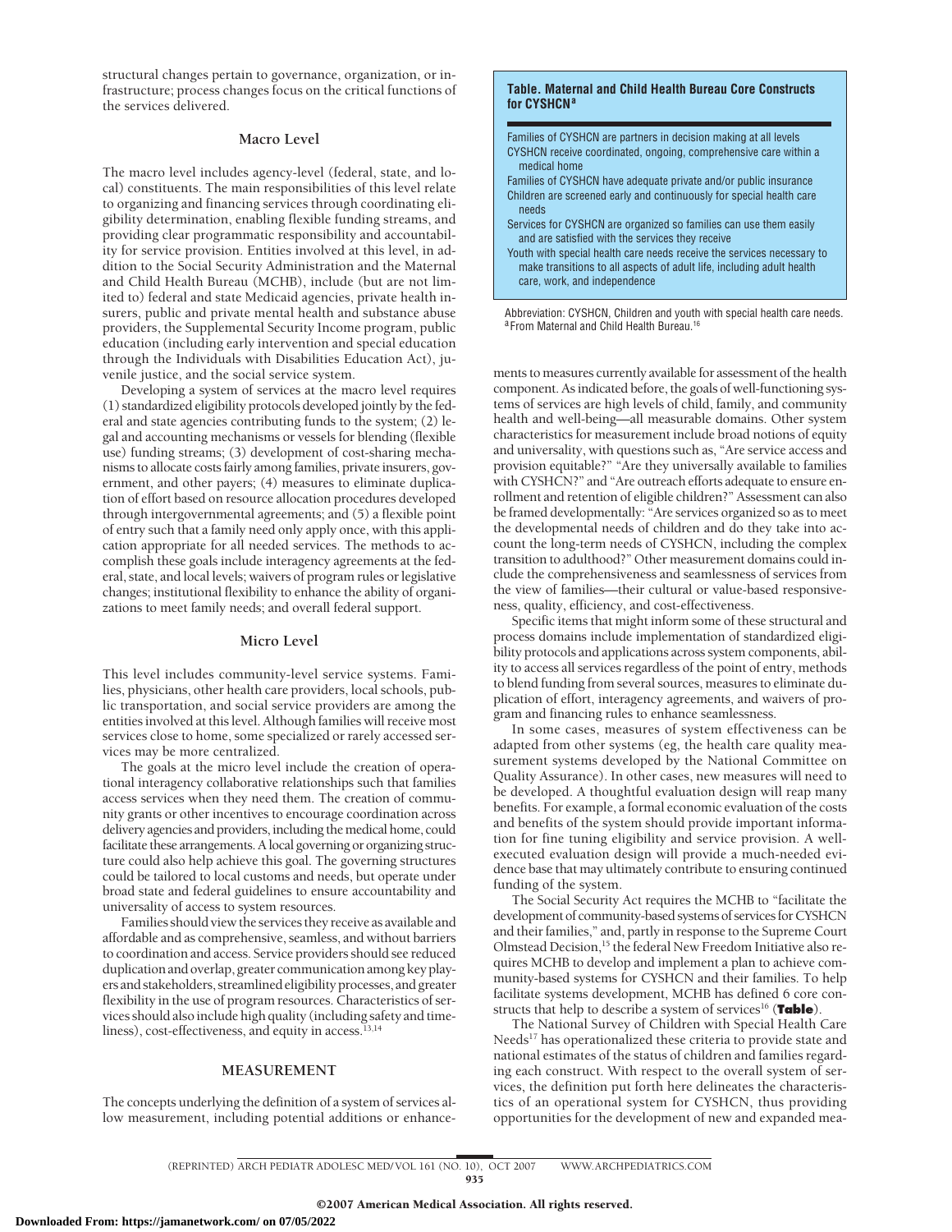structural changes pertain to governance, organization, or infrastructure; process changes focus on the critical functions of the services delivered.

### Macro Level

The macro level includes agency-level (federal, state, and local) constituents. The main responsibilities of this level relate to organizing and financing services through coordinating eligibility determination, enabling flexible funding streams, and providing clear programmatic responsibility and accountability for service provision. Entities involved at this level, in addition to the Social Security Administration and the Maternal and Child Health Bureau (MCHB), include (but are not limited to) federal and state Medicaid agencies, private health insurers, public and private mental health and substance abuse providers, the Supplemental Security Income program, public education (including early intervention and special education through the Individuals with Disabilities Education Act), juvenile justice, and the social service system.

Developing a system of services at the macro level requires (1) standardized eligibility protocols developed jointly by the federal and state agencies contributing funds to the system; (2) legal and accounting mechanisms or vessels for blending (flexible use) funding streams; (3) development of cost-sharing mechanisms to allocate costs fairly among families, private insurers, government, and other payers; (4) measures to eliminate duplication of effort based on resource allocation procedures developed through intergovernmental agreements; and (5) a flexible point of entry such that a family need only apply once, with this application appropriate for all needed services. The methods to accomplish these goals include interagency agreements at the federal, state, and local levels; waivers of program rules or legislative changes; institutional flexibility to enhance the ability of organizations to meet family needs; and overall federal support.

### Micro Level

This level includes community-level service systems. Families, physicians, other health care providers, local schools, public transportation, and social service providers are among the entities involved at this level. Although families will receive most services close to home, some specialized or rarely accessed services may be more centralized.

The goals at the micro level include the creation of operational interagency collaborative relationships such that families access services when they need them. The creation of community grants or other incentives to encourage coordination across delivery agencies and providers, including the medical home, could facilitate these arrangements. A local governing or organizing structure could also help achieve this goal. The governing structures could be tailored to local customs and needs, but operate under broad state and federal guidelines to ensure accountability and universality of access to system resources.

Families should view the services they receive as available and affordable and as comprehensive, seamless, and without barriers to coordination and access. Service providers should see reduced duplication and overlap, greater communication among key players and stakeholders, streamlined eligibility processes, and greater flexibility in the use of program resources. Characteristics of services should also include high quality (including safety and timeliness), cost-effectiveness, and equity in access.[13,14]

## MEASUREMENT

The concepts underlying the definition of a system of services allow measurement, including potential additions or enhancements to measures currently available for assessment of the health component. As indicated before, the goals of well-functioning systems of services are high levels of child, family, and community health and well-being—all measurable domains. Other system characteristics for measurement include broad notions of equity and universality, with questions such as, "Are service access and provision equitable?" "Are they universally available to families with CYSHCN?" and "Are outreach efforts adequate to ensure enrollment and retention of eligible children?" Assessment can also be framed developmentally: "Are services organized so as to meet the developmental needs of children and do they take into account the long-term needs of CYSHCN, including the complex transition to adulthood?" Other measurement domains could include the comprehensiveness and seamlessness of services from the view of families—their cultural or value-based responsiveness, quality, efficiency, and cost-effectiveness.

Specific items that might inform some of these structural and process domains include implementation of standardized eligibility protocols and applications across system components, ability to access all services regardless of the point of entry, methods to blend funding from several sources, measures to eliminate duplication of effort, interagency agreements, and waivers of program and financing rules to enhance seamlessness.

In some cases, measures of system effectiveness can be adapted from other systems (eg, the health care quality measurement systems developed by the National Committee on Quality Assurance). In other cases, new measures will need to be developed. A thoughtful evaluation design will reap many benefits. For example, a formal economic evaluation of the costs and benefits of the system should provide important information for fine tuning eligibility and service provision. A well-executed evaluation design will provide a much-needed evidence base that may ultimately contribute to ensuring continued funding of the system.

The Social Security Act requires the MCHB to "facilitate the development of community-based systems of services for CYSHCN and their families," and, partly in response to the Supreme Court Olmstead Decision,[15] the federal New Freedom Initiative also requires MCHB to develop and implement a plan to achieve community-based systems for CYSHCN and their families. To help facilitate systems development, MCHB has defined 6 core constructs that help to describe a system of services[16] (**Table**).

**Table. Maternal and Child Health Bureau Core Constructs for CYSHCN[a]**

| |
|---|
| Families of CYSHCN are partners in decision making at all levels |
| CYSHCN receive coordinated, ongoing, comprehensive care within a medical home |
| Families of CYSHCN have adequate private and/or public insurance |
| Children are screened early and continuously for special health care needs |
| Services for CYSHCN are organized so families can use them easily and are satisfied with the services they receive |
| Youth with special health care needs receive the services necessary to make transitions to all aspects of adult life, including adult health care, work, and independence |

Abbreviation: CYSHCN, Children and youth with special health care needs.
[a] From Maternal and Child Health Bureau.[16]

The National Survey of Children with Special Health Care Needs[17] has operationalized these criteria to provide state and national estimates of the status of children and families regarding each construct. With respect to the overall system of services, the definition put forth here delineates the characteristics of an operational system for CYSHCN, thus providing opportunities for the development of new and expanded mea-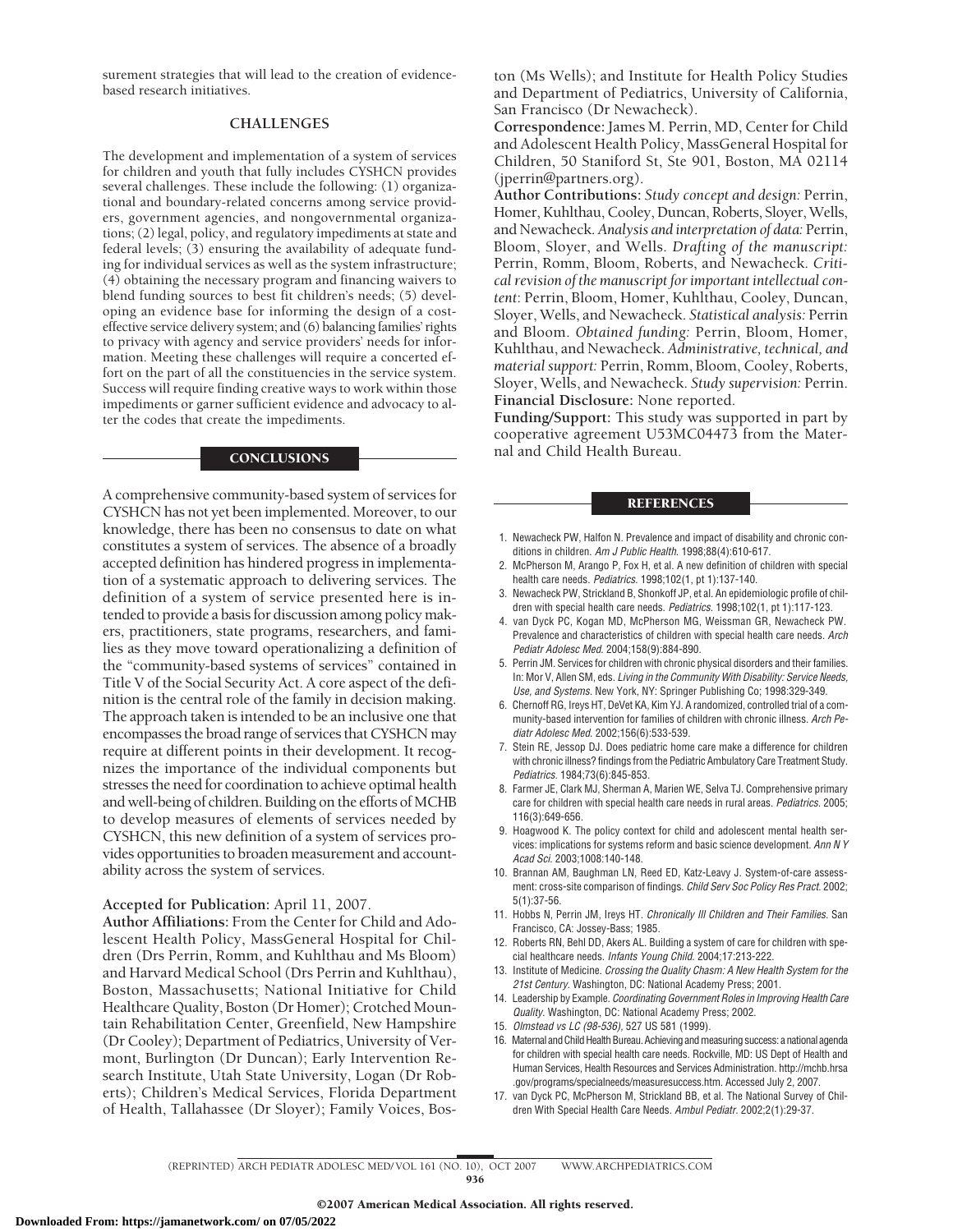surement strategies that will lead to the creation of evidence-based research initiatives.

### CHALLENGES

The development and implementation of a system of services for children and youth that fully includes CYSHCN provides several challenges. These include the following: (1) organizational and boundary-related concerns among service providers, government agencies, and nongovernmental organizations; (2) legal, policy, and regulatory impediments at state and federal levels; (3) ensuring the availability of adequate funding for individual services as well as the system infrastructure; (4) obtaining the necessary program and financing waivers to blend funding sources to best fit children's needs; (5) developing an evidence base for informing the design of a cost-effective service delivery system; and (6) balancing families' rights to privacy with agency and service providers' needs for information. Meeting these challenges will require a concerted effort on the part of all the constituencies in the service system. Success will require finding creative ways to work within those impediments or garner sufficient evidence and advocacy to alter the codes that create the impediments.

## CONCLUSIONS

A comprehensive community-based system of services for CYSHCN has not yet been implemented. Moreover, to our knowledge, there has been no consensus to date on what constitutes a system of services. The absence of a broadly accepted definition has hindered progress in implementation of a systematic approach to delivering services. The definition of a system of service presented here is intended to provide a basis for discussion among policy makers, practitioners, state programs, researchers, and families as they move toward operationalizing a definition of the "community-based systems of services" contained in Title V of the Social Security Act. A core aspect of the definition is the central role of the family in decision making. The approach taken is intended to be an inclusive one that encompasses the broad range of services that CYSHCN may require at different points in their development. It recognizes the importance of the individual components but stresses the need for coordination to achieve optimal health and well-being of children. Building on the efforts of MCHB to develop measures of elements of services needed by CYSHCN, this new definition of a system of services provides opportunities to broaden measurement and accountability across the system of services.

**Accepted for Publication:** April 11, 2007.

**Author Affiliations:** From the Center for Child and Adolescent Health Policy, MassGeneral Hospital for Children (Drs Perrin, Romm, and Kuhlthau and Ms Bloom) and Harvard Medical School (Drs Perrin and Kuhlthau), Boston, Massachusetts; National Initiative for Child Healthcare Quality, Boston (Dr Homer); Crotched Mountain Rehabilitation Center, Greenfield, New Hampshire (Dr Cooley); Department of Pediatrics, University of Vermont, Burlington (Dr Duncan); Early Intervention Research Institute, Utah State University, Logan (Dr Roberts); Children's Medical Services, Florida Department of Health, Tallahassee (Dr Sloyer); Family Voices, Boston (Ms Wells); and Institute for Health Policy Studies and Department of Pediatrics, University of California, San Francisco (Dr Newacheck).

**Correspondence:** James M. Perrin, MD, Center for Child and Adolescent Health Policy, MassGeneral Hospital for Children, 50 Staniford St, Ste 901, Boston, MA 02114 (jperrin@partners.org).

**Author Contributions:** *Study concept and design:* Perrin, Homer, Kuhlthau, Cooley, Duncan, Roberts, Sloyer, Wells, and Newacheck. *Analysis and interpretation of data:* Perrin, Bloom, Sloyer, and Wells. *Drafting of the manuscript:* Perrin, Romm, Bloom, Roberts, and Newacheck. *Critical revision of the manuscript for important intellectual content:* Perrin, Bloom, Homer, Kuhlthau, Cooley, Duncan, Sloyer, Wells, and Newacheck. *Statistical analysis:* Perrin and Bloom. *Obtained funding:* Perrin, Bloom, Homer, Kuhlthau, and Newacheck. *Administrative, technical, and material support:* Perrin, Romm, Bloom, Cooley, Roberts, Sloyer, Wells, and Newacheck. *Study supervision:* Perrin.

**Financial Disclosure:** None reported.

**Funding/Support:** This study was supported in part by cooperative agreement U53MC04473 from the Maternal and Child Health Bureau.

## REFERENCES

1. Newacheck PW, Halfon N. Prevalence and impact of disability and chronic conditions in children. *Am J Public Health*. 1998;88(4):610-617.
2. McPherson M, Arango P, Fox H, et al. A new definition of children with special health care needs. *Pediatrics*. 1998;102(1, pt 1):137-140.
3. Newacheck PW, Strickland B, Shonkoff JP, et al. An epidemiologic profile of children with special health care needs. *Pediatrics*. 1998;102(1, pt 1):117-123.
4. van Dyck PC, Kogan MD, McPherson MG, Weissman GR, Newacheck PW. Prevalence and characteristics of children with special health care needs. *Arch Pediatr Adolesc Med*. 2004;158(9):884-890.
5. Perrin JM. Services for children with chronic physical disorders and their families. In: Mor V, Allen SM, eds. *Living in the Community With Disability: Service Needs, Use, and Systems*. New York, NY: Springer Publishing Co; 1998:329-349.
6. Chernoff RG, Ireys HT, DeVet KA, Kim YJ. A randomized, controlled trial of a community-based intervention for families of children with chronic illness. *Arch Pediatr Adolesc Med*. 2002;156(6):533-539.
7. Stein RE, Jessop DJ. Does pediatric home care make a difference for children with chronic illness? findings from the Pediatric Ambulatory Care Treatment Study. *Pediatrics*. 1984;73(6):845-853.
8. Farmer JE, Clark MJ, Sherman A, Marien WE, Selva TJ. Comprehensive primary care for children with special health care needs in rural areas. *Pediatrics*. 2005;116(3):649-656.
9. Hoagwood K. The policy context for child and adolescent mental health services: implications for systems reform and basic science development. *Ann N Y Acad Sci*. 2003;1008:140-148.
10. Brannan AM, Baughman LN, Reed ED, Katz-Leavy J. System-of-care assessment: cross-site comparison of findings. *Child Serv Soc Policy Res Pract*. 2002;5(1):37-56.
11. Hobbs N, Perrin JM, Ireys HT. *Chronically Ill Children and Their Families*. San Francisco, CA: Jossey-Bass; 1985.
12. Roberts RN, Behl DD, Akers AL. Building a system of care for children with special healthcare needs. *Infants Young Child*. 2004;17:213-222.
13. Institute of Medicine. *Crossing the Quality Chasm: A New Health System for the 21st Century*. Washington, DC: National Academy Press; 2001.
14. Leadership by Example. *Coordinating Government Roles in Improving Health Care Quality*. Washington, DC: National Academy Press; 2002.
15. *Olmstead vs LC (98-536)*, 527 US 581 (1999).
16. Maternal and Child Health Bureau. Achieving and measuring success: a national agenda for children with special health care needs. Rockville, MD: US Dept of Health and Human Services, Health Resources and Services Administration. http://mchb.hrsa.gov/programs/specialneeds/measuresuccess.htm. Accessed July 2, 2007.
17. van Dyck PC, McPherson M, Strickland BB, et al. The National Survey of Children With Special Health Care Needs. *Ambul Pediatr*. 2002;2(1):29-37.